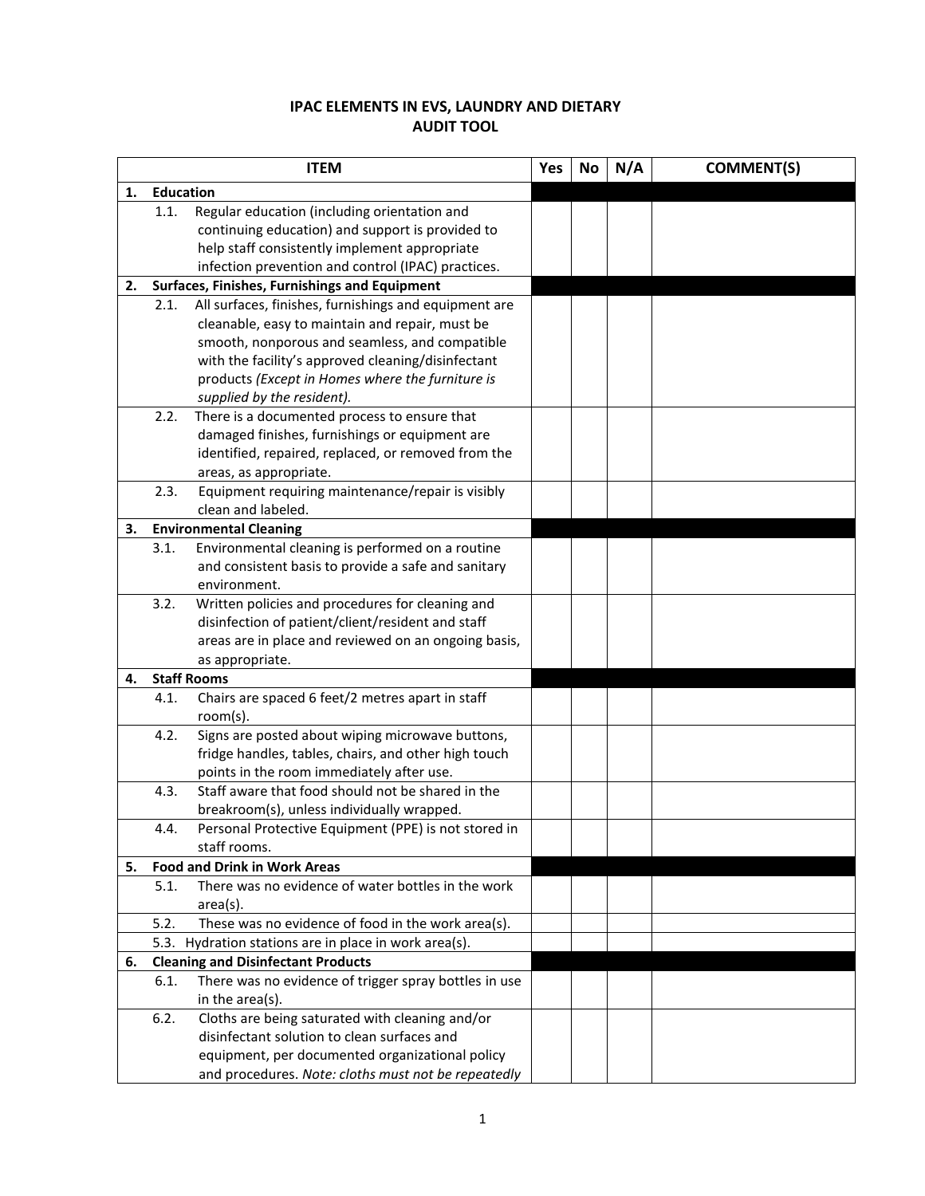# IPAC ELEMENTS IN EVS, LAUNDRY AND DIETARY
## AUDIT TOOL

| ITEM | Yes | No | N/A | COMMENT(S) |
|---|---|---|---|---|
| **1. Education** | | | | |
| 1.1. Regular education (including orientation and continuing education) and support is provided to help staff consistently implement appropriate infection prevention and control (IPAC) practices. | | | | |
| **2. Surfaces, Finishes, Furnishings and Equipment** | | | | |
| 2.1. All surfaces, finishes, furnishings and equipment are cleanable, easy to maintain and repair, must be smooth, nonporous and seamless, and compatible with the facility's approved cleaning/disinfectant products *(Except in Homes where the furniture is supplied by the resident).* | | | | |
| 2.2. There is a documented process to ensure that damaged finishes, furnishings or equipment are identified, repaired, replaced, or removed from the areas, as appropriate. | | | | |
| 2.3. Equipment requiring maintenance/repair is visibly clean and labeled. | | | | |
| **3. Environmental Cleaning** | | | | |
| 3.1. Environmental cleaning is performed on a routine and consistent basis to provide a safe and sanitary environment. | | | | |
| 3.2. Written policies and procedures for cleaning and disinfection of patient/client/resident and staff areas are in place and reviewed on an ongoing basis, as appropriate. | | | | |
| **4. Staff Rooms** | | | | |
| 4.1. Chairs are spaced 6 feet/2 metres apart in staff room(s). | | | | |
| 4.2. Signs are posted about wiping microwave buttons, fridge handles, tables, chairs, and other high touch points in the room immediately after use. | | | | |
| 4.3. Staff aware that food should not be shared in the breakroom(s), unless individually wrapped. | | | | |
| 4.4. Personal Protective Equipment (PPE) is not stored in staff rooms. | | | | |
| **5. Food and Drink in Work Areas** | | | | |
| 5.1. There was no evidence of water bottles in the work area(s). | | | | |
| 5.2. These was no evidence of food in the work area(s). | | | | |
| 5.3. Hydration stations are in place in work area(s). | | | | |
| **6. Cleaning and Disinfectant Products** | | | | |
| 6.1. There was no evidence of trigger spray bottles in use in the area(s). | | | | |
| 6.2. Cloths are being saturated with cleaning and/or disinfectant solution to clean surfaces and equipment, per documented organizational policy and procedures. *Note: cloths must not be repeatedly* | | | | |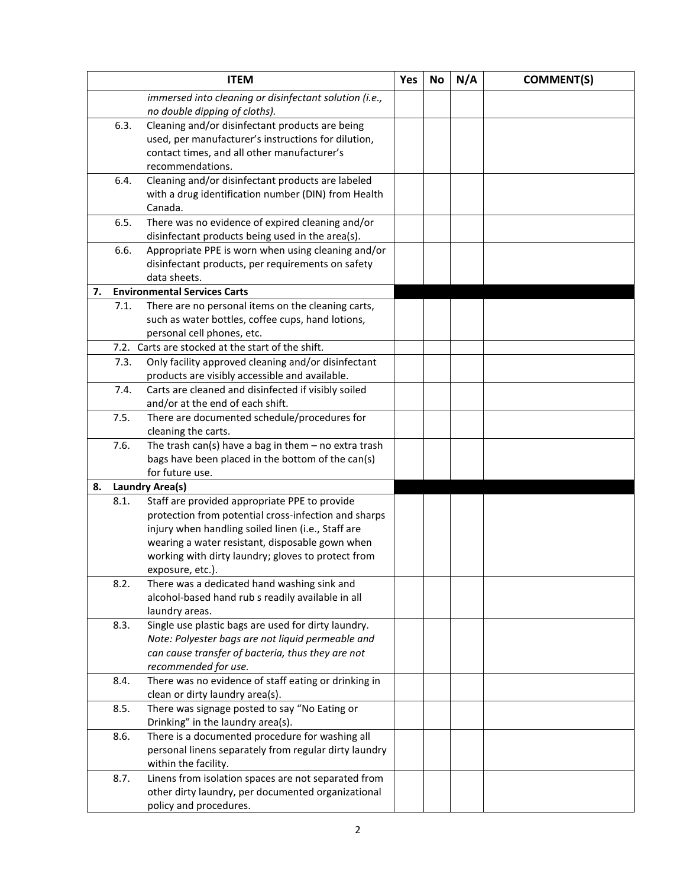| ITEM | Yes | No | N/A | COMMENT(S) |
|---|---|---|---|---|
| *immersed into cleaning or disinfectant solution (i.e., no double dipping of cloths).* | | | | |
| 6.3. Cleaning and/or disinfectant products are being used, per manufacturer's instructions for dilution, contact times, and all other manufacturer's recommendations. | | | | |
| 6.4. Cleaning and/or disinfectant products are labeled with a drug identification number (DIN) from Health Canada. | | | | |
| 6.5. There was no evidence of expired cleaning and/or disinfectant products being used in the area(s). | | | | |
| 6.6. Appropriate PPE is worn when using cleaning and/or disinfectant products, per requirements on safety data sheets. | | | | |
| **7. Environmental Services Carts** | | | | |
| 7.1. There are no personal items on the cleaning carts, such as water bottles, coffee cups, hand lotions, personal cell phones, etc. | | | | |
| 7.2. Carts are stocked at the start of the shift. | | | | |
| 7.3. Only facility approved cleaning and/or disinfectant products are visibly accessible and available. | | | | |
| 7.4. Carts are cleaned and disinfected if visibly soiled and/or at the end of each shift. | | | | |
| 7.5. There are documented schedule/procedures for cleaning the carts. | | | | |
| 7.6. The trash can(s) have a bag in them – no extra trash bags have been placed in the bottom of the can(s) for future use. | | | | |
| **8. Laundry Area(s)** | | | | |
| 8.1. Staff are provided appropriate PPE to provide protection from potential cross-infection and sharps injury when handling soiled linen (i.e., Staff are wearing a water resistant, disposable gown when working with dirty laundry; gloves to protect from exposure, etc.). | | | | |
| 8.2. There was a dedicated hand washing sink and alcohol-based hand rub s readily available in all laundry areas. | | | | |
| 8.3. Single use plastic bags are used for dirty laundry. *Note: Polyester bags are not liquid permeable and can cause transfer of bacteria, thus they are not recommended for use.* | | | | |
| 8.4. There was no evidence of staff eating or drinking in clean or dirty laundry area(s). | | | | |
| 8.5. There was signage posted to say "No Eating or Drinking" in the laundry area(s). | | | | |
| 8.6. There is a documented procedure for washing all personal linens separately from regular dirty laundry within the facility. | | | | |
| 8.7. Linens from isolation spaces are not separated from other dirty laundry, per documented organizational policy and procedures. | | | | |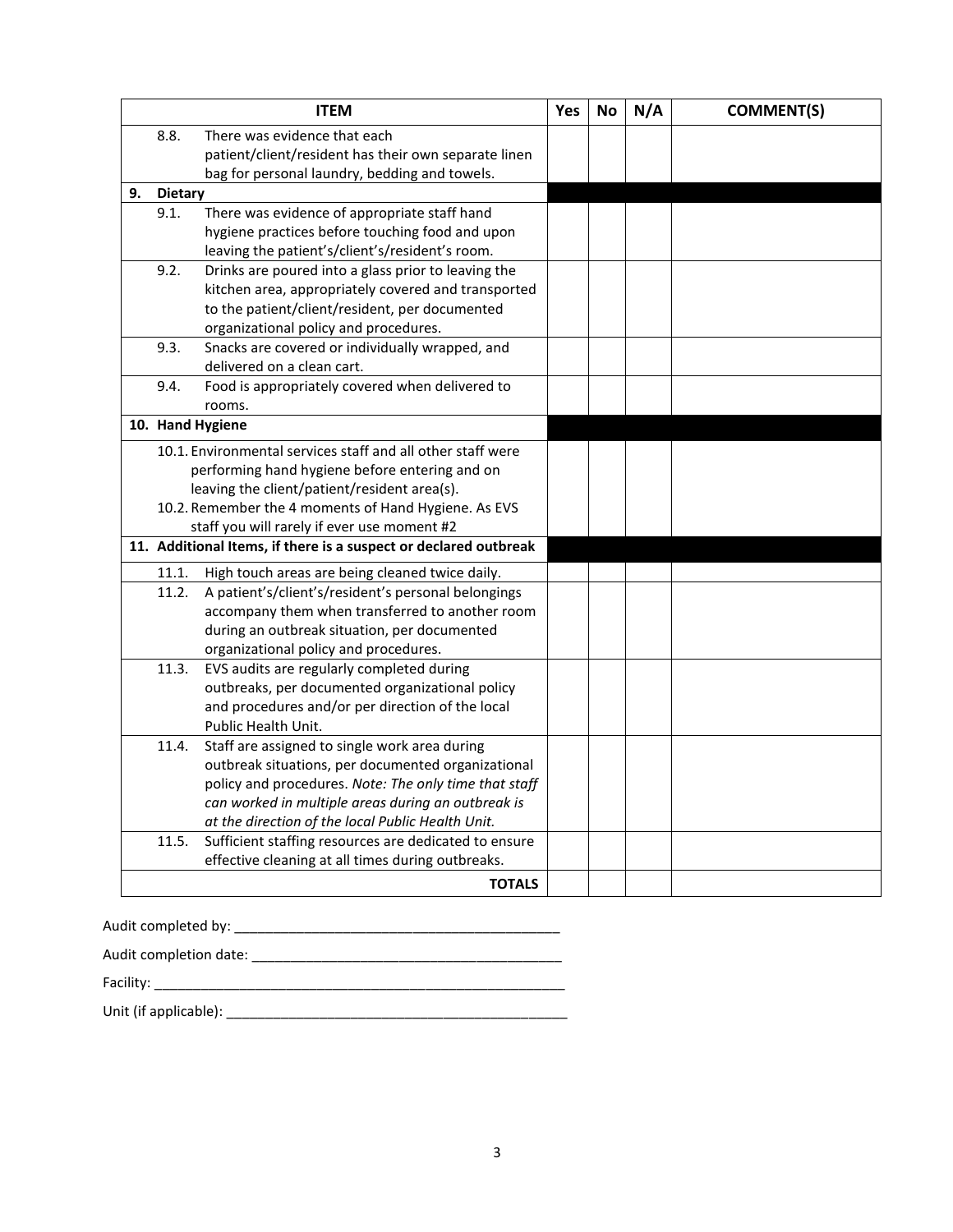| ITEM | Yes | No | N/A | COMMENT(S) |
|---|---|---|---|---|
| 8.8. There was evidence that each patient/client/resident has their own separate linen bag for personal laundry, bedding and towels. | | | | |
| **9. Dietary** | | | | |
| 9.1. There was evidence of appropriate staff hand hygiene practices before touching food and upon leaving the patient's/client's/resident's room. | | | | |
| 9.2. Drinks are poured into a glass prior to leaving the kitchen area, appropriately covered and transported to the patient/client/resident, per documented organizational policy and procedures. | | | | |
| 9.3. Snacks are covered or individually wrapped, and delivered on a clean cart. | | | | |
| 9.4. Food is appropriately covered when delivered to rooms. | | | | |
| **10. Hand Hygiene** | | | | |
| 10.1. Environmental services staff and all other staff were performing hand hygiene before entering and on leaving the client/patient/resident area(s).<br>10.2. Remember the 4 moments of Hand Hygiene. As EVS staff you will rarely if ever use moment #2 | | | | |
| **11. Additional Items, if there is a suspect or declared outbreak** | | | | |
| 11.1. High touch areas are being cleaned twice daily. | | | | |
| 11.2. A patient's/client's/resident's personal belongings accompany them when transferred to another room during an outbreak situation, per documented organizational policy and procedures. | | | | |
| 11.3. EVS audits are regularly completed during outbreaks, per documented organizational policy and procedures and/or per direction of the local Public Health Unit. | | | | |
| 11.4. Staff are assigned to single work area during outbreak situations, per documented organizational policy and procedures. *Note: The only time that staff can worked in multiple areas during an outbreak is at the direction of the local Public Health Unit.* | | | | |
| 11.5. Sufficient staffing resources are dedicated to ensure effective cleaning at all times during outbreaks. | | | | |
| **TOTALS** | | | | |

Audit completed by: ___________________________________________

Audit completion date: _________________________________________

Facility: _______________________________________________________

Unit (if applicable): _____________________________________________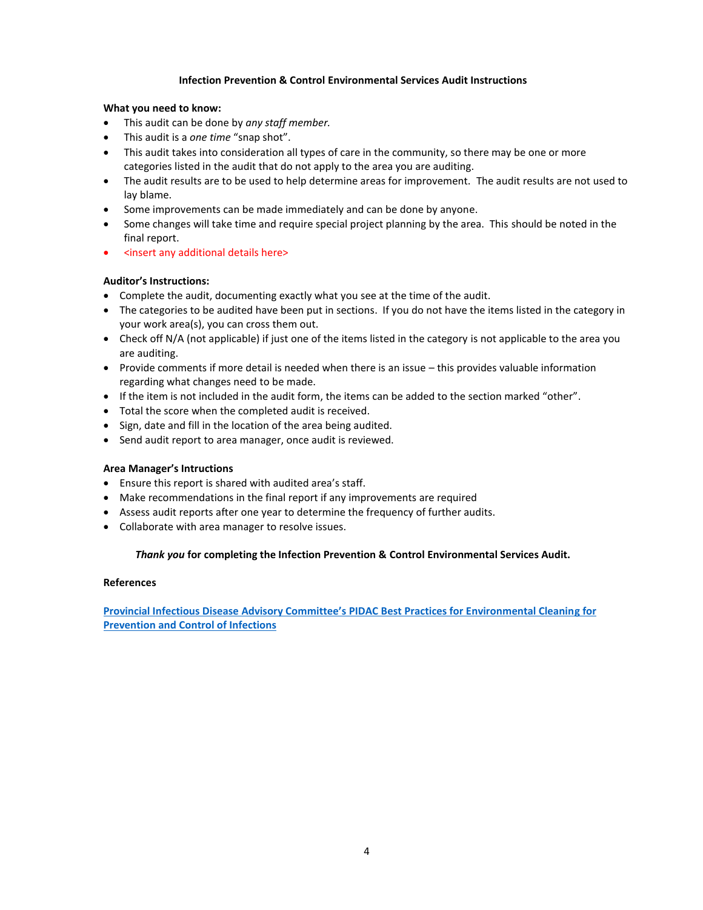**Infection Prevention & Control Environmental Services Audit Instructions**

**What you need to know:**

- This audit can be done by *any staff member.*
- This audit is a *one time* "snap shot".
- This audit takes into consideration all types of care in the community, so there may be one or more categories listed in the audit that do not apply to the area you are auditing.
- The audit results are to be used to help determine areas for improvement. The audit results are not used to lay blame.
- Some improvements can be made immediately and can be done by anyone.
- Some changes will take time and require special project planning by the area. This should be noted in the final report.
- <insert any additional details here>

**Auditor's Instructions:**

- Complete the audit, documenting exactly what you see at the time of the audit.
- The categories to be audited have been put in sections. If you do not have the items listed in the category in your work area(s), you can cross them out.
- Check off N/A (not applicable) if just one of the items listed in the category is not applicable to the area you are auditing.
- Provide comments if more detail is needed when there is an issue – this provides valuable information regarding what changes need to be made.
- If the item is not included in the audit form, the items can be added to the section marked "other".
- Total the score when the completed audit is received.
- Sign, date and fill in the location of the area being audited.
- Send audit report to area manager, once audit is reviewed.

**Area Manager's Intructions**

- Ensure this report is shared with audited area's staff.
- Make recommendations in the final report if any improvements are required
- Assess audit reports after one year to determine the frequency of further audits.
- Collaborate with area manager to resolve issues.

***Thank you* for completing the Infection Prevention & Control Environmental Services Audit.**

**References**

**Provincial Infectious Disease Advisory Committee's PIDAC Best Practices for Environmental Cleaning for Prevention and Control of Infections**